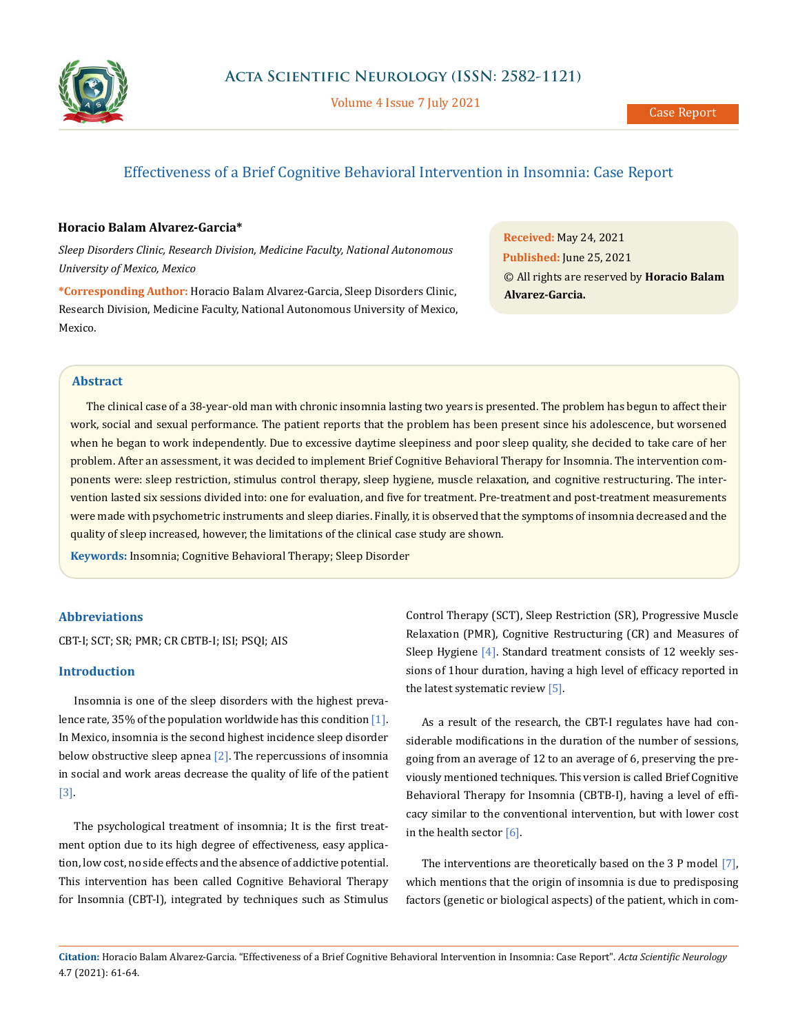# Effectiveness of a Brief Cognitive Behavioral Intervention in Insomnia: Case Report

**Horacio Balam Alvarez-Garcia***

*Sleep Disorders Clinic, Research Division, Medicine Faculty, National Autonomous University of Mexico, Mexico*

**\*Corresponding Author:** Horacio Balam Alvarez-Garcia, Sleep Disorders Clinic, Research Division, Medicine Faculty, National Autonomous University of Mexico, Mexico.

**Received:** May 24, 2021
**Published:** June 25, 2021
© All rights are reserved by **Horacio Balam Alvarez-Garcia.**

## Abstract

The clinical case of a 38-year-old man with chronic insomnia lasting two years is presented. The problem has begun to affect their work, social and sexual performance. The patient reports that the problem has been present since his adolescence, but worsened when he began to work independently. Due to excessive daytime sleepiness and poor sleep quality, she decided to take care of her problem. After an assessment, it was decided to implement Brief Cognitive Behavioral Therapy for Insomnia. The intervention components were: sleep restriction, stimulus control therapy, sleep hygiene, muscle relaxation, and cognitive restructuring. The intervention lasted six sessions divided into: one for evaluation, and five for treatment. Pre-treatment and post-treatment measurements were made with psychometric instruments and sleep diaries. Finally, it is observed that the symptoms of insomnia decreased and the quality of sleep increased, however, the limitations of the clinical case study are shown.

**Keywords:** Insomnia; Cognitive Behavioral Therapy; Sleep Disorder

## Abbreviations

CBT-I; SCT; SR; PMR; CR CBTB-I; ISI; PSQI; AIS

## Introduction

Insomnia is one of the sleep disorders with the highest prevalence rate, 35% of the population worldwide has this condition [1]. In Mexico, insomnia is the second highest incidence sleep disorder below obstructive sleep apnea [2]. The repercussions of insomnia in social and work areas decrease the quality of life of the patient [3].

The psychological treatment of insomnia; It is the first treatment option due to its high degree of effectiveness, easy application, low cost, no side effects and the absence of addictive potential. This intervention has been called Cognitive Behavioral Therapy for Insomnia (CBT-I), integrated by techniques such as Stimulus Control Therapy (SCT), Sleep Restriction (SR), Progressive Muscle Relaxation (PMR), Cognitive Restructuring (CR) and Measures of Sleep Hygiene [4]. Standard treatment consists of 12 weekly sessions of 1hour duration, having a high level of efficacy reported in the latest systematic review [5].

As a result of the research, the CBT-I regulates have had considerable modifications in the duration of the number of sessions, going from an average of 12 to an average of 6, preserving the previously mentioned techniques. This version is called Brief Cognitive Behavioral Therapy for Insomnia (CBTB-I), having a level of efficacy similar to the conventional intervention, but with lower cost in the health sector [6].

The interventions are theoretically based on the 3 P model [7], which mentions that the origin of insomnia is due to predisposing factors (genetic or biological aspects) of the patient, which in com-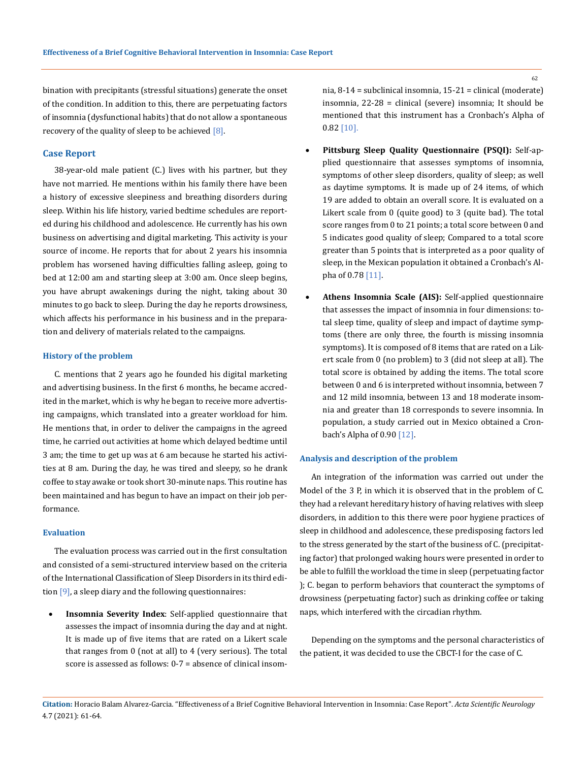bination with precipitants (stressful situations) generate the onset of the condition. In addition to this, there are perpetuating factors of insomnia (dysfunctional habits) that do not allow a spontaneous recovery of the quality of sleep to be achieved [8].

## Case Report

38-year-old male patient (C.) lives with his partner, but they have not married. He mentions within his family there have been a history of excessive sleepiness and breathing disorders during sleep. Within his life history, varied bedtime schedules are reported during his childhood and adolescence. He currently has his own business on advertising and digital marketing. This activity is your source of income. He reports that for about 2 years his insomnia problem has worsened having difficulties falling asleep, going to bed at 12:00 am and starting sleep at 3:00 am. Once sleep begins, you have abrupt awakenings during the night, taking about 30 minutes to go back to sleep. During the day he reports drowsiness, which affects his performance in his business and in the preparation and delivery of materials related to the campaigns.

### History of the problem

C. mentions that 2 years ago he founded his digital marketing and advertising business. In the first 6 months, he became accredited in the market, which is why he began to receive more advertising campaigns, which translated into a greater workload for him. He mentions that, in order to deliver the campaigns in the agreed time, he carried out activities at home which delayed bedtime until 3 am; the time to get up was at 6 am because he started his activities at 8 am. During the day, he was tired and sleepy, so he drank coffee to stay awake or took short 30-minute naps. This routine has been maintained and has begun to have an impact on their job performance.

### Evaluation

The evaluation process was carried out in the first consultation and consisted of a semi-structured interview based on the criteria of the International Classification of Sleep Disorders in its third edition [9], a sleep diary and the following questionnaires:

- **Insomnia Severity Index**: Self-applied questionnaire that assesses the impact of insomnia during the day and at night. It is made up of five items that are rated on a Likert scale that ranges from 0 (not at all) to 4 (very serious). The total score is assessed as follows: 0-7 = absence of clinical insomnia, 8-14 = subclinical insomnia, 15-21 = clinical (moderate) insomnia, 22-28 = clinical (severe) insomnia; It should be mentioned that this instrument has a Cronbach's Alpha of 0.82 [10].
- **Pittsburg Sleep Quality Questionnaire (PSQI):** Self-applied questionnaire that assesses symptoms of insomnia, symptoms of other sleep disorders, quality of sleep; as well as daytime symptoms. It is made up of 24 items, of which 19 are added to obtain an overall score. It is evaluated on a Likert scale from 0 (quite good) to 3 (quite bad). The total score ranges from 0 to 21 points; a total score between 0 and 5 indicates good quality of sleep; Compared to a total score greater than 5 points that is interpreted as a poor quality of sleep, in the Mexican population it obtained a Cronbach's Alpha of 0.78 [11].
- **Athens Insomnia Scale (AIS):** Self-applied questionnaire that assesses the impact of insomnia in four dimensions: total sleep time, quality of sleep and impact of daytime symptoms (there are only three, the fourth is missing insomnia symptoms). It is composed of 8 items that are rated on a Likert scale from 0 (no problem) to 3 (did not sleep at all). The total score is obtained by adding the items. The total score between 0 and 6 is interpreted without insomnia, between 7 and 12 mild insomnia, between 13 and 18 moderate insomnia and greater than 18 corresponds to severe insomnia. In population, a study carried out in Mexico obtained a Cronbach's Alpha of 0.90 [12].

### Analysis and description of the problem

An integration of the information was carried out under the Model of the 3 P, in which it is observed that in the problem of C. they had a relevant hereditary history of having relatives with sleep disorders, in addition to this there were poor hygiene practices of sleep in childhood and adolescence, these predisposing factors led to the stress generated by the start of the business of C. (precipitating factor) that prolonged waking hours were presented in order to be able to fulfill the workload the time in sleep (perpetuating factor ); C. began to perform behaviors that counteract the symptoms of drowsiness (perpetuating factor) such as drinking coffee or taking naps, which interfered with the circadian rhythm.

Depending on the symptoms and the personal characteristics of the patient, it was decided to use the CBCT-I for the case of C.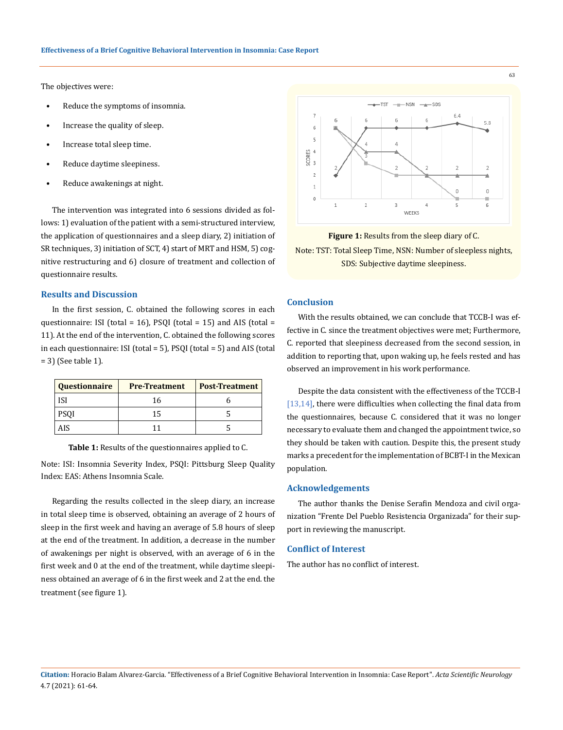The objectives were:

- Reduce the symptoms of insomnia.
- Increase the quality of sleep.
- Increase total sleep time.
- Reduce daytime sleepiness.
- Reduce awakenings at night.

The intervention was integrated into 6 sessions divided as follows: 1) evaluation of the patient with a semi-structured interview, the application of questionnaires and a sleep diary, 2) initiation of SR techniques, 3) initiation of SCT, 4) start of MRT and HSM, 5) cognitive restructuring and 6) closure of treatment and collection of questionnaire results.

## Results and Discussion

In the first session, C. obtained the following scores in each questionnaire: ISI (total = 16), PSQI (total = 15) and AIS (total = 11). At the end of the intervention, C. obtained the following scores in each questionnaire: ISI (total = 5), PSQI (total = 5) and AIS (total = 3) (See table 1).

| Questionnaire | Pre-Treatment | Post-Treatment |
|---|---|---|
| ISI | 16 | 6 |
| PSQI | 15 | 5 |
| AIS | 11 | 5 |

**Table 1:** Results of the questionnaires applied to C.

Note: ISI: Insomnia Severity Index, PSQI: Pittsburg Sleep Quality Index: EAS: Athens Insomnia Scale.

Regarding the results collected in the sleep diary, an increase in total sleep time is observed, obtaining an average of 2 hours of sleep in the first week and having an average of 5.8 hours of sleep at the end of the treatment. In addition, a decrease in the number of awakenings per night is observed, with an average of 6 in the first week and 0 at the end of the treatment, while daytime sleepiness obtained an average of 6 in the first week and 2 at the end. the treatment (see figure 1).

**Figure 1:** Results from the sleep diary of C.

Note: TST: Total Sleep Time, NSN: Number of sleepless nights, SDS: Subjective daytime sleepiness.

## Conclusion

With the results obtained, we can conclude that TCCB-I was effective in C. since the treatment objectives were met; Furthermore, C. reported that sleepiness decreased from the second session, in addition to reporting that, upon waking up, he feels rested and has observed an improvement in his work performance.

Despite the data consistent with the effectiveness of the TCCB-I [13,14], there were difficulties when collecting the final data from the questionnaires, because C. considered that it was no longer necessary to evaluate them and changed the appointment twice, so they should be taken with caution. Despite this, the present study marks a precedent for the implementation of BCBT-I in the Mexican population.

## Acknowledgements

The author thanks the Denise Serafin Mendoza and civil organization "Frente Del Pueblo Resistencia Organizada" for their support in reviewing the manuscript.

## Conflict of Interest

The author has no conflict of interest.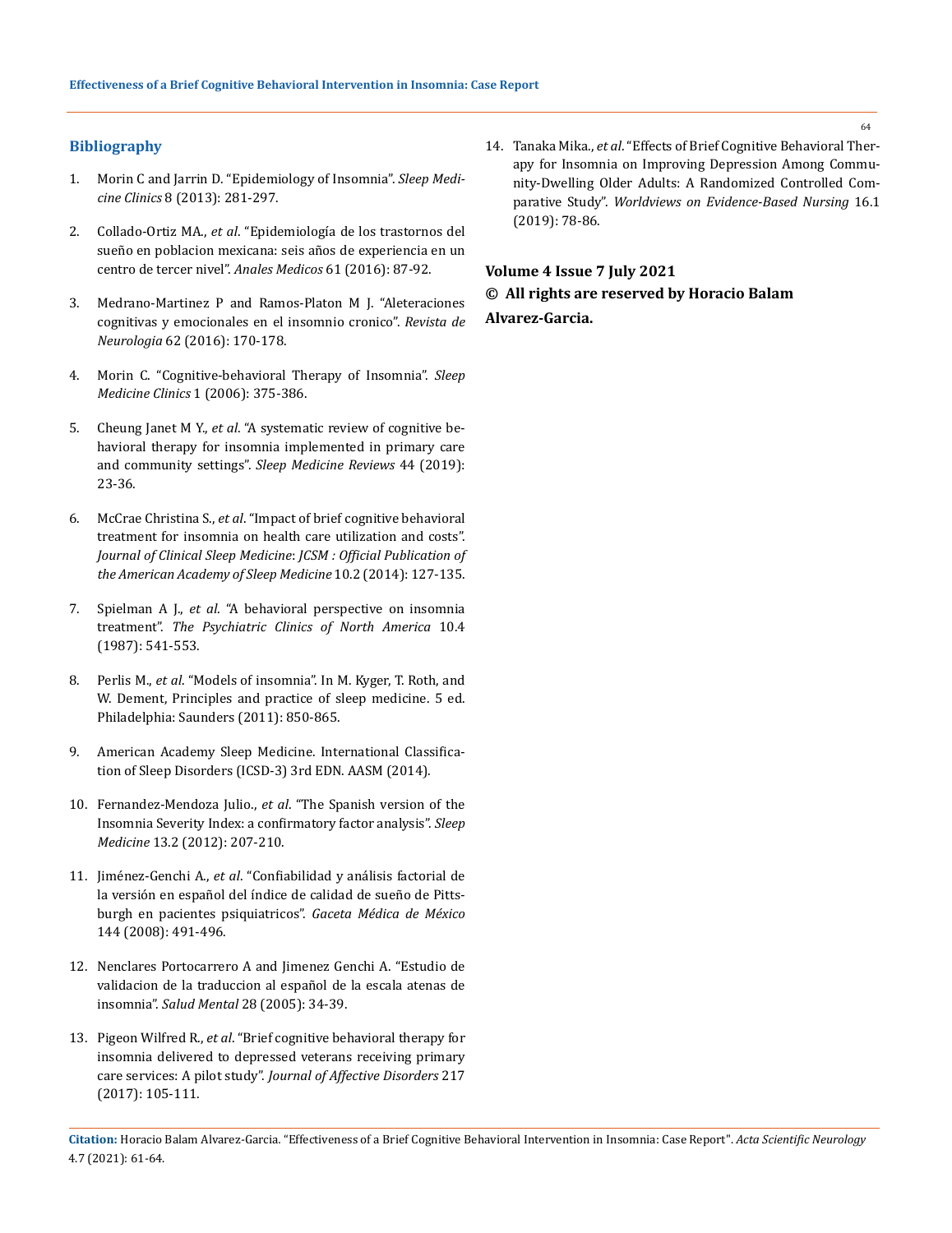## Bibliography

1. Morin C and Jarrin D. "Epidemiology of Insomnia". *Sleep Medicine Clinics* 8 (2013): 281-297.
2. Collado-Ortiz MA., *et al*. "Epidemiología de los trastornos del sueño en poblacion mexicana: seis años de experiencia en un centro de tercer nivel". *Anales Medicos* 61 (2016): 87-92.
3. Medrano-Martinez P and Ramos-Platon M J. "Aleteraciones cognitivas y emocionales en el insomnio cronico". *Revista de Neurologia* 62 (2016): 170-178.
4. Morin C. "Cognitive-behavioral Therapy of Insomnia". *Sleep Medicine Clinics* 1 (2006): 375-386.
5. Cheung Janet M Y., *et al*. "A systematic review of cognitive behavioral therapy for insomnia implemented in primary care and community settings". *Sleep Medicine Reviews* 44 (2019): 23-36.
6. McCrae Christina S., *et al*. "Impact of brief cognitive behavioral treatment for insomnia on health care utilization and costs". *Journal of Clinical Sleep Medicine*: *JCSM : Official Publication of the American Academy of Sleep Medicine* 10.2 (2014): 127-135.
7. Spielman A J., *et al*. "A behavioral perspective on insomnia treatment". *The Psychiatric Clinics of North America* 10.4 (1987): 541-553.
8. Perlis M., *et al*. "Models of insomnia". In M. Kyger, T. Roth, and W. Dement, Principles and practice of sleep medicine. 5 ed. Philadelphia: Saunders (2011): 850-865.
9. American Academy Sleep Medicine. International Classification of Sleep Disorders (ICSD-3) 3rd EDN. AASM (2014).
10. Fernandez-Mendoza Julio., *et al*. "The Spanish version of the Insomnia Severity Index: a confirmatory factor analysis". *Sleep Medicine* 13.2 (2012): 207-210.
11. Jiménez-Genchi A., *et al*. "Confiabilidad y análisis factorial de la versión en español del índice de calidad de sueño de Pittsburgh en pacientes psiquiatricos". *Gaceta Médica de México* 144 (2008): 491-496.
12. Nenclares Portocarrero A and Jimenez Genchi A. "Estudio de validacion de la traduccion al español de la escala atenas de insomnia". *Salud Mental* 28 (2005): 34-39.
13. Pigeon Wilfred R., *et al*. "Brief cognitive behavioral therapy for insomnia delivered to depressed veterans receiving primary care services: A pilot study". *Journal of Affective Disorders* 217 (2017): 105-111.
14. Tanaka Mika., *et al*. "Effects of Brief Cognitive Behavioral Therapy for Insomnia on Improving Depression Among Community-Dwelling Older Adults: A Randomized Controlled Comparative Study". *Worldviews on Evidence-Based Nursing* 16.1 (2019): 78-86.

**Volume 4 Issue 7 July 2021**

**© All rights are reserved by Horacio Balam Alvarez-Garcia.**